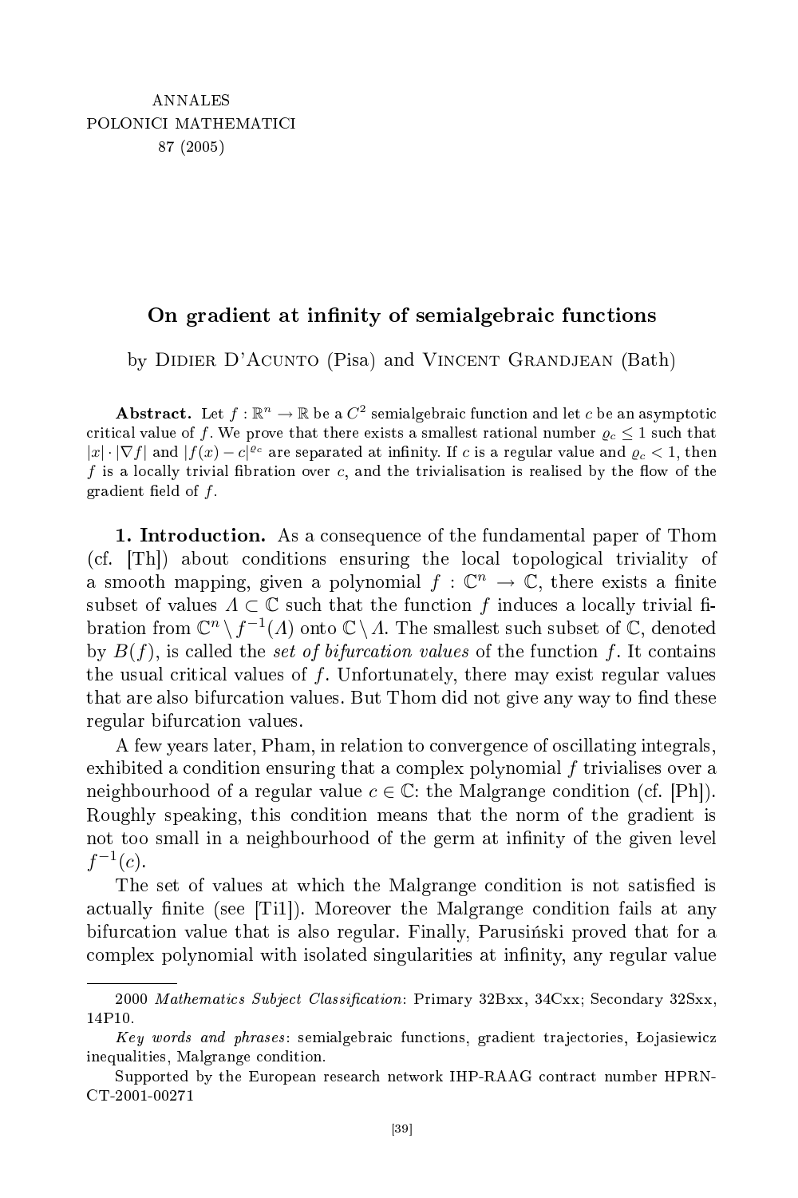ANNALES
POLONICI MATHEMATICI
87 (2005)

# On gradient at infinity of semialgebraic functions

by Didier D'Acunto (Pisa) and Vincent Grandjean (Bath)

**Abstract.** Let $f : \mathbb{R}^n \to \mathbb{R}$ be a $C^2$ semialgebraic function and let $c$ be an asymptotic critical value of $f$. We prove that there exists a smallest rational number $\varrho_c \leq 1$ such that $|x| \cdot |\nabla f|$ and $|f(x) - c|^{\varrho_c}$ are separated at infinity. If $c$ is a regular value and $\varrho_c < 1$, then $f$ is a locally trivial fibration over $c$, and the trivialisation is realised by the flow of the gradient field of $f$.

**1. Introduction.** As a consequence of the fundamental paper of Thom (cf. [Th]) about conditions ensuring the local topological triviality of a smooth mapping, given a polynomial $f : \mathbb{C}^n \to \mathbb{C}$, there exists a finite subset of values $\Lambda \subset \mathbb{C}$ such that the function $f$ induces a locally trivial fibration from $\mathbb{C}^n \setminus f^{-1}(\Lambda)$ onto $\mathbb{C} \setminus \Lambda$. The smallest such subset of $\mathbb{C}$, denoted by $B(f)$, is called the *set of bifurcation values* of the function $f$. It contains the usual critical values of $f$. Unfortunately, there may exist regular values that are also bifurcation values. But Thom did not give any way to find these regular bifurcation values.

A few years later, Pham, in relation to convergence of oscillating integrals, exhibited a condition ensuring that a complex polynomial $f$ trivialises over a neighbourhood of a regular value $c \in \mathbb{C}$: the Malgrange condition (cf. [Ph]). Roughly speaking, this condition means that the norm of the gradient is not too small in a neighbourhood of the germ at infinity of the given level $f^{-1}(c)$.

The set of values at which the Malgrange condition is not satisfied is actually finite (see [Ti1]). Moreover the Malgrange condition fails at any bifurcation value that is also regular. Finally, Parusiński proved that for a complex polynomial with isolated singularities at infinity, any regular value

---

2000 *Mathematics Subject Classification*: Primary 32Bxx, 34Cxx; Secondary 32Sxx, 14P10.

*Key words and phrases*: semialgebraic functions, gradient trajectories, Łojasiewicz inequalities, Malgrange condition.

Supported by the European research network IHP-RAAG contract number HPRN-CT-2001-00271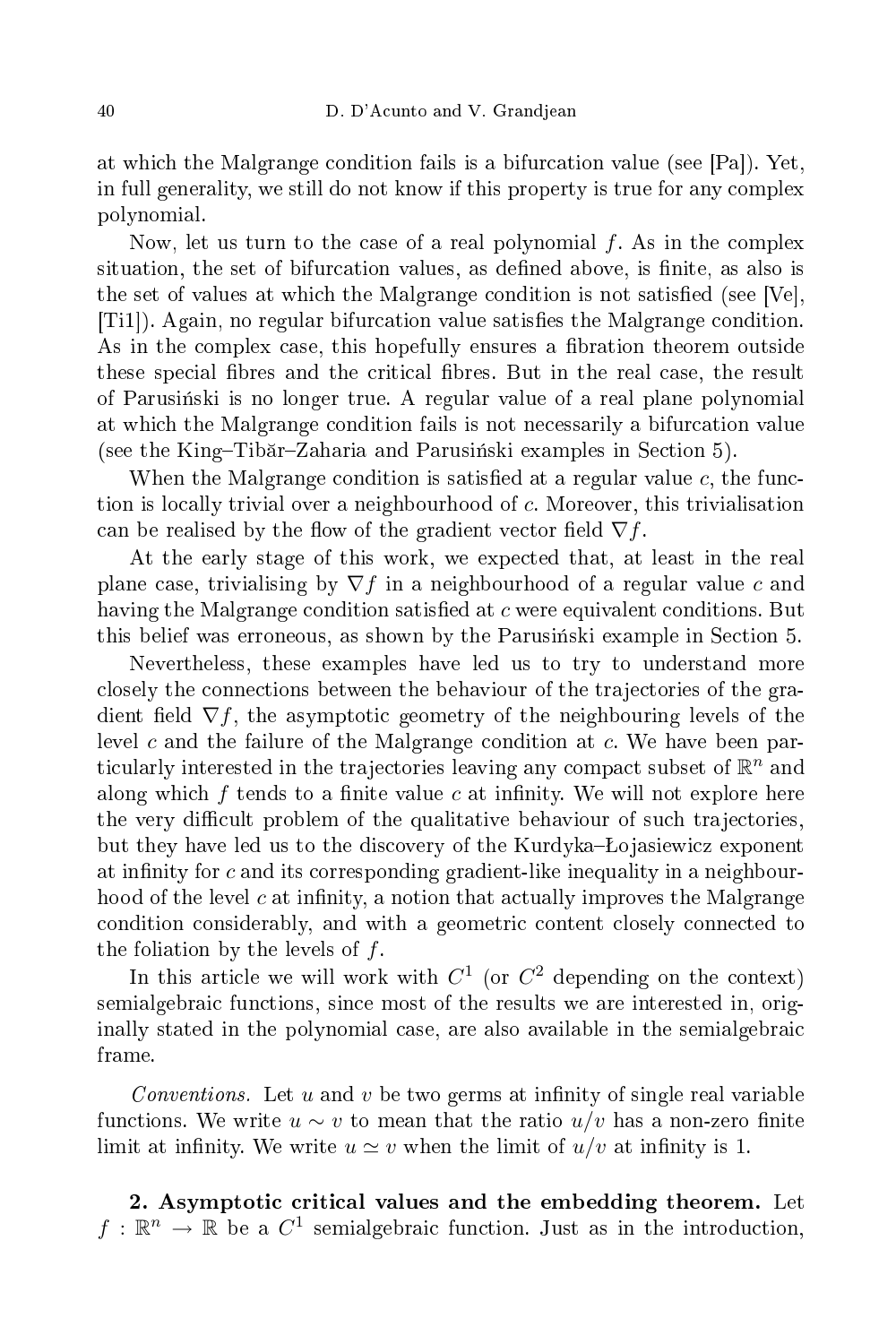at which the Malgrange condition fails is a bifurcation value (see [Pa]). Yet, in full generality, we still do not know if this property is true for any complex polynomial.

Now, let us turn to the case of a real polynomial $f$. As in the complex situation, the set of bifurcation values, as defined above, is finite, as also is the set of values at which the Malgrange condition is not satisfied (see [Ve], [Ti1]). Again, no regular bifurcation value satisfies the Malgrange condition. As in the complex case, this hopefully ensures a fibration theorem outside these special fibres and the critical fibres. But in the real case, the result of Parusiński is no longer true. A regular value of a real plane polynomial at which the Malgrange condition fails is not necessarily a bifurcation value (see the King–Tibăr–Zaharia and Parusiński examples in Section 5).

When the Malgrange condition is satisfied at a regular value $c$, the function is locally trivial over a neighbourhood of $c$. Moreover, this trivialisation can be realised by the flow of the gradient vector field $\nabla f$.

At the early stage of this work, we expected that, at least in the real plane case, trivialising by $\nabla f$ in a neighbourhood of a regular value $c$ and having the Malgrange condition satisfied at $c$ were equivalent conditions. But this belief was erroneous, as shown by the Parusiński example in Section 5.

Nevertheless, these examples have led us to try to understand more closely the connections between the behaviour of the trajectories of the gradient field $\nabla f$, the asymptotic geometry of the neighbouring levels of the level $c$ and the failure of the Malgrange condition at $c$. We have been particularly interested in the trajectories leaving any compact subset of $\mathbb{R}^n$ and along which $f$ tends to a finite value $c$ at infinity. We will not explore here the very difficult problem of the qualitative behaviour of such trajectories, but they have led us to the discovery of the Kurdyka–Łojasiewicz exponent at infinity for $c$ and its corresponding gradient-like inequality in a neighbourhood of the level $c$ at infinity, a notion that actually improves the Malgrange condition considerably, and with a geometric content closely connected to the foliation by the levels of $f$.

In this article we will work with $C^1$ (or $C^2$ depending on the context) semialgebraic functions, since most of the results we are interested in, originally stated in the polynomial case, are also available in the semialgebraic frame.

*Conventions.* Let $u$ and $v$ be two germs at infinity of single real variable functions. We write $u \sim v$ to mean that the ratio $u/v$ has a non-zero finite limit at infinity. We write $u \simeq v$ when the limit of $u/v$ at infinity is 1.

**2. Asymptotic critical values and the embedding theorem.** Let $f : \mathbb{R}^n \to \mathbb{R}$ be a $C^1$ semialgebraic function. Just as in the introduction,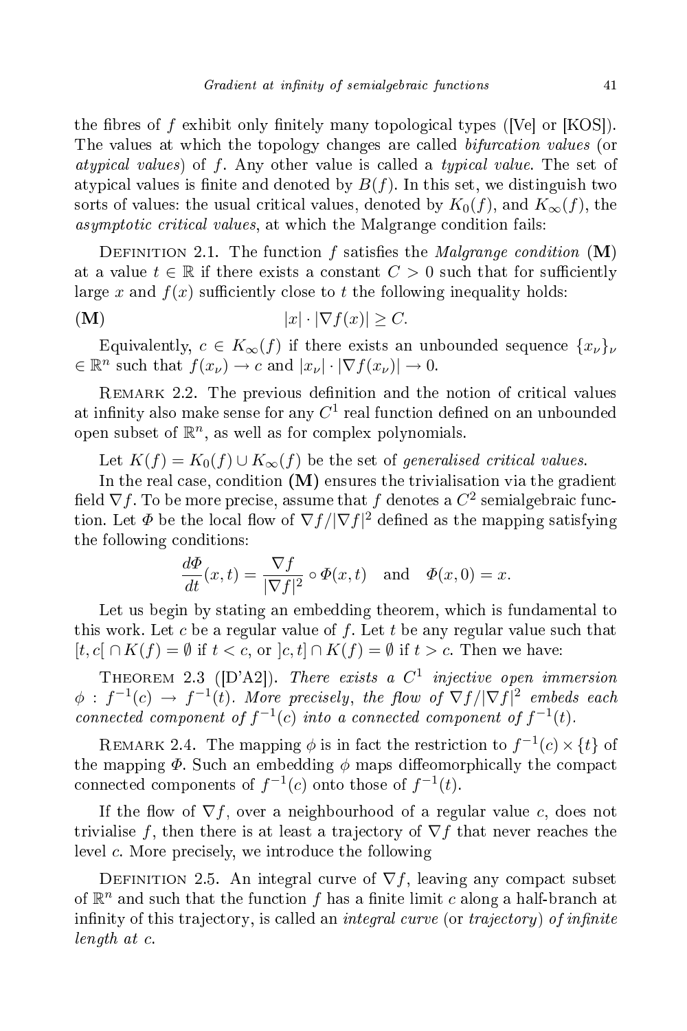the fibres of $f$ exhibit only finitely many topological types ([Ve] or [KOS]). The values at which the topology changes are called *bifurcation values* (or *atypical values*) of $f$. Any other value is called a *typical value*. The set of atypical values is finite and denoted by $B(f)$. In this set, we distinguish two sorts of values: the usual critical values, denoted by $K_0(f)$, and $K_\infty(f)$, the *asymptotic critical values*, at which the Malgrange condition fails:

Definition 2.1. The function $f$ satisfies the *Malgrange condition* **(M)** at a value $t \in \mathbb{R}$ if there exists a constant $C > 0$ such that for sufficiently large $x$ and $f(x)$ sufficiently close to $t$ the following inequality holds:

$$\textbf{(M)} \qquad |x| \cdot |\nabla f(x)| \geq C.$$

Equivalently, $c \in K_\infty(f)$ if there exists an unbounded sequence $\{x_\nu\}_\nu \in \mathbb{R}^n$ such that $f(x_\nu) \to c$ and $|x_\nu| \cdot |\nabla f(x_\nu)| \to 0$.

Remark 2.2. The previous definition and the notion of critical values at infinity also make sense for any $C^1$ real function defined on an unbounded open subset of $\mathbb{R}^n$, as well as for complex polynomials.

Let $K(f) = K_0(f) \cup K_\infty(f)$ be the set of *generalised critical values*.

In the real case, condition **(M)** ensures the trivialisation via the gradient field $\nabla f$. To be more precise, assume that $f$ denotes a $C^2$ semialgebraic function. Let $\Phi$ be the local flow of $\nabla f/|\nabla f|^2$ defined as the mapping satisfying the following conditions:

$$\frac{d\Phi}{dt}(x,t) = \frac{\nabla f}{|\nabla f|^2} \circ \Phi(x,t) \quad \text{and} \quad \Phi(x,0) = x.$$

Let us begin by stating an embedding theorem, which is fundamental to this work. Let $c$ be a regular value of $f$. Let $t$ be any regular value such that $[t, c[\, \cap K(f) = \emptyset$ if $t < c$, or $]c, t] \cap K(f) = \emptyset$ if $t > c$. Then we have:

Theorem 2.3 ([D'A2]). *There exists a $C^1$ injective open immersion $\phi : f^{-1}(c) \to f^{-1}(t)$. More precisely, the flow of $\nabla f/|\nabla f|^2$ embeds each connected component of $f^{-1}(c)$ into a connected component of $f^{-1}(t)$.*

Remark 2.4. The mapping $\phi$ is in fact the restriction to $f^{-1}(c) \times \{t\}$ of the mapping $\Phi$. Such an embedding $\phi$ maps diffeomorphically the compact connected components of $f^{-1}(c)$ onto those of $f^{-1}(t)$.

If the flow of $\nabla f$, over a neighbourhood of a regular value $c$, does not trivialise $f$, then there is at least a trajectory of $\nabla f$ that never reaches the level $c$. More precisely, we introduce the following

Definition 2.5. An integral curve of $\nabla f$, leaving any compact subset of $\mathbb{R}^n$ and such that the function $f$ has a finite limit $c$ along a half-branch at infinity of this trajectory, is called an *integral curve* (or *trajectory*) *of infinite length at $c$*.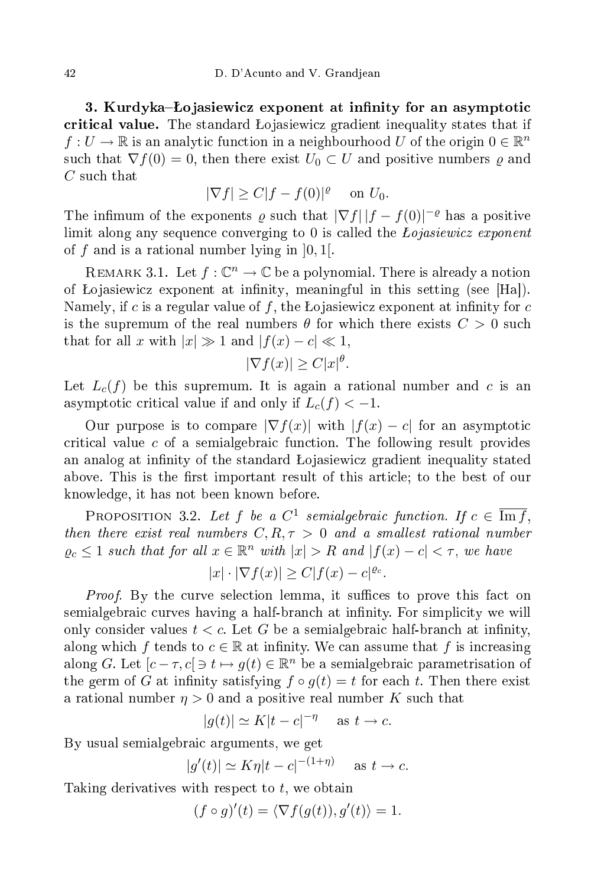**3. Kurdyka–Łojasiewicz exponent at infinity for an asymptotic critical value.** The standard Łojasiewicz gradient inequality states that if $f : U \to \mathbb{R}$ is an analytic function in a neighbourhood $U$ of the origin $0 \in \mathbb{R}^n$ such that $\nabla f(0) = 0$, then there exist $U_0 \subset U$ and positive numbers $\varrho$ and $C$ such that

$$|\nabla f| \geq C|f - f(0)|^{\varrho} \quad \text{on } U_0.$$

The infimum of the exponents $\varrho$ such that $|\nabla f|\,|f - f(0)|^{-\varrho}$ has a positive limit along any sequence converging to 0 is called the *Łojasiewicz exponent* of $f$ and is a rational number lying in $]0, 1[$.

Remark 3.1. Let $f : \mathbb{C}^n \to \mathbb{C}$ be a polynomial. There is already a notion of Łojasiewicz exponent at infinity, meaningful in this setting (see [Ha]). Namely, if $c$ is a regular value of $f$, the Łojasiewicz exponent at infinity for $c$ is the supremum of the real numbers $\theta$ for which there exists $C > 0$ such that for all $x$ with $|x| \gg 1$ and $|f(x) - c| \ll 1$,

$$|\nabla f(x)| \geq C|x|^{\theta}.$$

Let $L_c(f)$ be this supremum. It is again a rational number and $c$ is an asymptotic critical value if and only if $L_c(f) < -1$.

Our purpose is to compare $|\nabla f(x)|$ with $|f(x) - c|$ for an asymptotic critical value $c$ of a semialgebraic function. The following result provides an analog at infinity of the standard Łojasiewicz gradient inequality stated above. This is the first important result of this article; to the best of our knowledge, it has not been known before.

Proposition 3.2. *Let $f$ be a $C^1$ semialgebraic function. If $c \in \overline{\operatorname{Im} f}$, then there exist real numbers $C, R, \tau > 0$ and a smallest rational number $\varrho_c \leq 1$ such that for all $x \in \mathbb{R}^n$ with $|x| > R$ and $|f(x) - c| < \tau$, we have*

$$|x| \cdot |\nabla f(x)| \geq C|f(x) - c|^{\varrho_c}.$$

*Proof.* By the curve selection lemma, it suffices to prove this fact on semialgebraic curves having a half-branch at infinity. For simplicity we will only consider values $t < c$. Let $G$ be a semialgebraic half-branch at infinity, along which $f$ tends to $c \in \mathbb{R}$ at infinity. We can assume that $f$ is increasing along $G$. Let $[c - \tau, c[ \ni t \mapsto g(t) \in \mathbb{R}^n$ be a semialgebraic parametrisation of the germ of $G$ at infinity satisfying $f \circ g(t) = t$ for each $t$. Then there exist a rational number $\eta > 0$ and a positive real number $K$ such that

$$|g(t)| \simeq K|t - c|^{-\eta} \quad \text{as } t \to c.$$

By usual semialgebraic arguments, we get

$$|g'(t)| \simeq K\eta|t - c|^{-(1+\eta)} \quad \text{as } t \to c.$$

Taking derivatives with respect to $t$, we obtain

$$(f \circ g)'(t) = \langle \nabla f(g(t)), g'(t) \rangle = 1.$$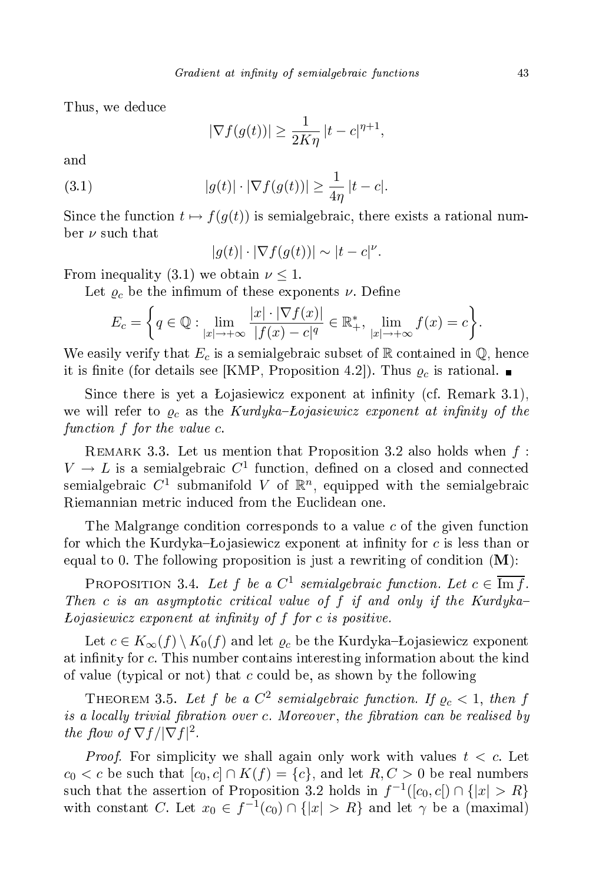Thus, we deduce

$$|\nabla f(g(t))| \geq \frac{1}{2K\eta}\,|t-c|^{\eta+1},$$

and

$$|g(t)| \cdot |\nabla f(g(t))| \geq \frac{1}{4\eta}\,|t-c|. \tag{3.1}$$

Since the function $t \mapsto f(g(t))$ is semialgebraic, there exists a rational number $\nu$ such that

$$|g(t)| \cdot |\nabla f(g(t))| \sim |t-c|^{\nu}.$$

From inequality (3.1) we obtain $\nu \leq 1$.

Let $\varrho_c$ be the infimum of these exponents $\nu$. Define

$$E_c = \left\{ q \in \mathbb{Q} : \lim_{|x|\to+\infty} \frac{|x|\cdot|\nabla f(x)|}{|f(x)-c|^q} \in \mathbb{R}_+^*,\ \lim_{|x|\to+\infty} f(x) = c \right\}.$$

We easily verify that $E_c$ is a semialgebraic subset of $\mathbb{R}$ contained in $\mathbb{Q}$, hence it is finite (for details see [KMP, Proposition 4.2]). Thus $\varrho_c$ is rational. ∎

Since there is yet a Łojasiewicz exponent at infinity (cf. Remark 3.1), we will refer to $\varrho_c$ as the *Kurdyka–Łojasiewicz exponent at infinity of the function $f$ for the value $c$*.

Remark 3.3. Let us mention that Proposition 3.2 also holds when $f : V \to L$ is a semialgebraic $C^1$ function, defined on a closed and connected semialgebraic $C^1$ submanifold $V$ of $\mathbb{R}^n$, equipped with the semialgebraic Riemannian metric induced from the Euclidean one.

The Malgrange condition corresponds to a value $c$ of the given function for which the Kurdyka–Łojasiewicz exponent at infinity for $c$ is less than or equal to 0. The following proposition is just a rewriting of condition (**M**):

Proposition 3.4. *Let $f$ be a $C^1$ semialgebraic function. Let $c \in \overline{\mathrm{Im}\, f}$. Then $c$ is an asymptotic critical value of $f$ if and only if the Kurdyka–Łojasiewicz exponent at infinity of $f$ for $c$ is positive.*

Let $c \in K_\infty(f) \setminus K_0(f)$ and let $\varrho_c$ be the Kurdyka–Łojasiewicz exponent at infinity for $c$. This number contains interesting information about the kind of value (typical or not) that $c$ could be, as shown by the following

Theorem 3.5. *Let $f$ be a $C^2$ semialgebraic function. If $\varrho_c < 1$, then $f$ is a locally trivial fibration over $c$. Moreover, the fibration can be realised by the flow of $\nabla f/|\nabla f|^2$.*

*Proof.* For simplicity we shall again only work with values $t < c$. Let $c_0 < c$ be such that $[c_0, c] \cap K(f) = \{c\}$, and let $R, C > 0$ be real numbers such that the assertion of Proposition 3.2 holds in $f^{-1}([c_0, c[) \cap \{|x| > R\}$ with constant $C$. Let $x_0 \in f^{-1}(c_0) \cap \{|x| > R\}$ and let $\gamma$ be a (maximal)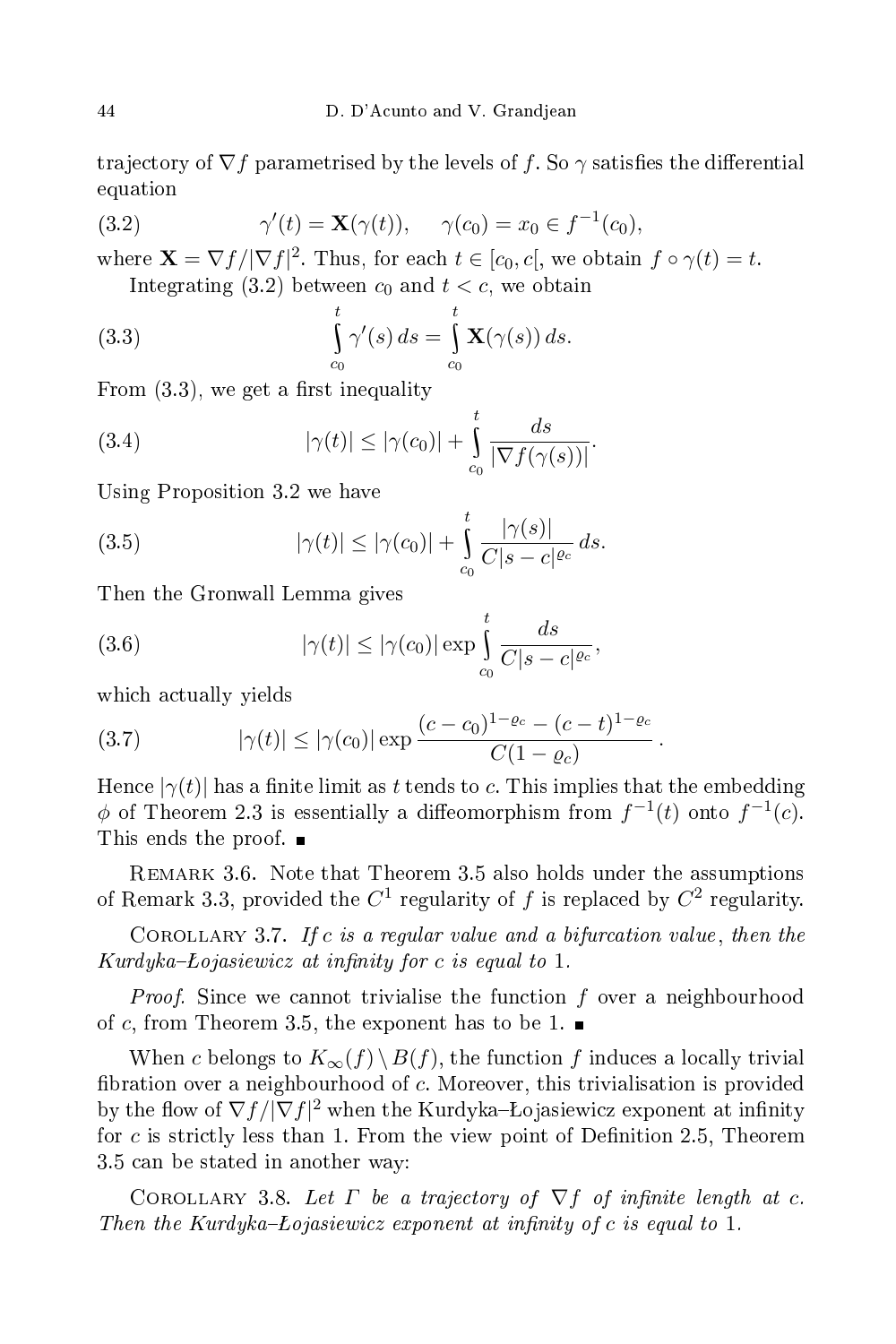trajectory of $\nabla f$ parametrised by the levels of $f$. So $\gamma$ satisfies the differential equation

$$\gamma'(t) = \mathbf{X}(\gamma(t)), \quad \gamma(c_0) = x_0 \in f^{-1}(c_0), \tag{3.2}$$

where $\mathbf{X} = \nabla f/|\nabla f|^2$. Thus, for each $t \in [c_0, c[$, we obtain $f \circ \gamma(t) = t$.

Integrating (3.2) between $c_0$ and $t < c$, we obtain

$$\int_{c_0}^{t} \gamma'(s)\, ds = \int_{c_0}^{t} \mathbf{X}(\gamma(s))\, ds. \tag{3.3}$$

From (3.3), we get a first inequality

$$|\gamma(t)| \le |\gamma(c_0)| + \int_{c_0}^{t} \frac{ds}{|\nabla f(\gamma(s))|}. \tag{3.4}$$

Using Proposition 3.2 we have

$$|\gamma(t)| \le |\gamma(c_0)| + \int_{c_0}^{t} \frac{|\gamma(s)|}{C|s-c|^{\varrho_c}}\, ds. \tag{3.5}$$

Then the Gronwall Lemma gives

$$|\gamma(t)| \le |\gamma(c_0)| \exp \int_{c_0}^{t} \frac{ds}{C|s-c|^{\varrho_c}}, \tag{3.6}$$

which actually yields

$$|\gamma(t)| \le |\gamma(c_0)| \exp \frac{(c-c_0)^{1-\varrho_c} - (c-t)^{1-\varrho_c}}{C(1-\varrho_c)}. \tag{3.7}$$

Hence $|\gamma(t)|$ has a finite limit as $t$ tends to $c$. This implies that the embedding $\phi$ of Theorem 2.3 is essentially a diffeomorphism from $f^{-1}(t)$ onto $f^{-1}(c)$. This ends the proof. ■

Remark 3.6. Note that Theorem 3.5 also holds under the assumptions of Remark 3.3, provided the $C^1$ regularity of $f$ is replaced by $C^2$ regularity.

Corollary 3.7. *If $c$ is a regular value and a bifurcation value, then the Kurdyka–Łojasiewicz at infinity for $c$ is equal to* 1.

*Proof.* Since we cannot trivialise the function $f$ over a neighbourhood of $c$, from Theorem 3.5, the exponent has to be 1. ■

When $c$ belongs to $K_\infty(f) \setminus B(f)$, the function $f$ induces a locally trivial fibration over a neighbourhood of $c$. Moreover, this trivialisation is provided by the flow of $\nabla f/|\nabla f|^2$ when the Kurdyka–Łojasiewicz exponent at infinity for $c$ is strictly less than 1. From the view point of Definition 2.5, Theorem 3.5 can be stated in another way:

Corollary 3.8. *Let $\Gamma$ be a trajectory of $\nabla f$ of infinite length at $c$. Then the Kurdyka–Łojasiewicz exponent at infinity of $c$ is equal to* 1.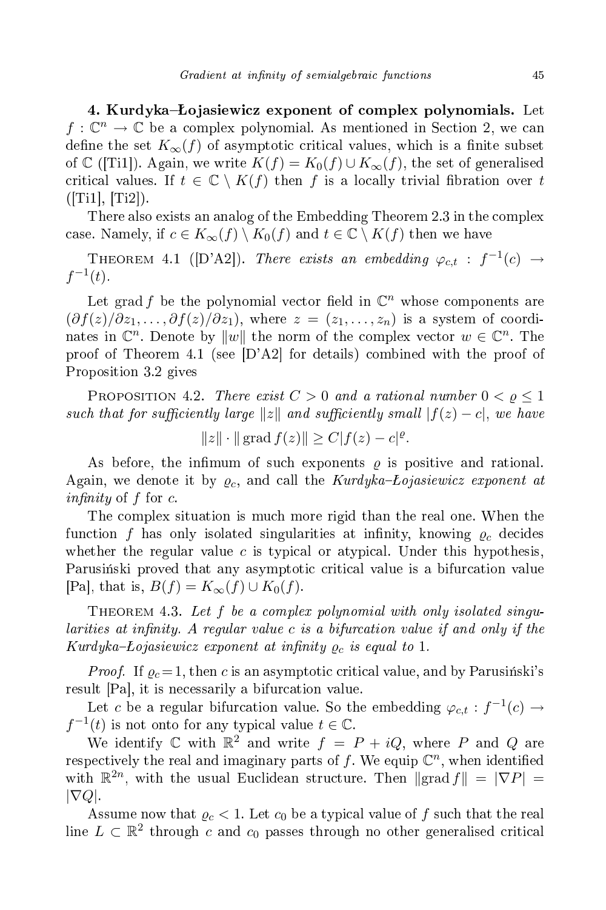**4. Kurdyka–Łojasiewicz exponent of complex polynomials.** Let $f : \mathbb{C}^n \to \mathbb{C}$ be a complex polynomial. As mentioned in Section 2, we can define the set $K_\infty(f)$ of asymptotic critical values, which is a finite subset of $\mathbb{C}$ ([Ti1]). Again, we write $K(f) = K_0(f) \cup K_\infty(f)$, the set of generalised critical values. If $t \in \mathbb{C} \setminus K(f)$ then $f$ is a locally trivial fibration over $t$ ([Ti1], [Ti2]).

There also exists an analog of the Embedding Theorem 2.3 in the complex case. Namely, if $c \in K_\infty(f) \setminus K_0(f)$ and $t \in \mathbb{C} \setminus K(f)$ then we have

THEOREM 4.1 ([D'A2]). *There exists an embedding $\varphi_{c,t} : f^{-1}(c) \to f^{-1}(t)$.*

Let $\operatorname{grad} f$ be the polynomial vector field in $\mathbb{C}^n$ whose components are $(\partial f(z)/\partial z_1, \ldots, \partial f(z)/\partial z_1)$, where $z = (z_1, \ldots, z_n)$ is a system of coordinates in $\mathbb{C}^n$. Denote by $\|w\|$ the norm of the complex vector $w \in \mathbb{C}^n$. The proof of Theorem 4.1 (see [D'A2] for details) combined with the proof of Proposition 3.2 gives

PROPOSITION 4.2. *There exist $C > 0$ and a rational number $0 < \varrho \leq 1$ such that for sufficiently large $\|z\|$ and sufficiently small $|f(z) - c|$, we have*

$$\|z\| \cdot \|\operatorname{grad} f(z)\| \geq C|f(z) - c|^\varrho.$$

As before, the infimum of such exponents $\varrho$ is positive and rational. Again, we denote it by $\varrho_c$, and call the *Kurdyka–Łojasiewicz exponent at infinity* of $f$ for $c$.

The complex situation is much more rigid than the real one. When the function $f$ has only isolated singularities at infinity, knowing $\varrho_c$ decides whether the regular value $c$ is typical or atypical. Under this hypothesis, Parusiński proved that any asymptotic critical value is a bifurcation value [Pa], that is, $B(f) = K_\infty(f) \cup K_0(f)$.

THEOREM 4.3. *Let $f$ be a complex polynomial with only isolated singularities at infinity. A regular value $c$ is a bifurcation value if and only if the Kurdyka–Łojasiewicz exponent at infinity $\varrho_c$ is equal to* 1.

*Proof.* If $\varrho_c = 1$, then $c$ is an asymptotic critical value, and by Parusiński's result [Pa], it is necessarily a bifurcation value.

Let $c$ be a regular bifurcation value. So the embedding $\varphi_{c,t} : f^{-1}(c) \to f^{-1}(t)$ is not onto for any typical value $t \in \mathbb{C}$.

We identify $\mathbb{C}$ with $\mathbb{R}^2$ and write $f = P + iQ$, where $P$ and $Q$ are respectively the real and imaginary parts of $f$. We equip $\mathbb{C}^n$, when identified with $\mathbb{R}^{2n}$, with the usual Euclidean structure. Then $\|\operatorname{grad} f\| = |\nabla P| = |\nabla Q|$.

Assume now that $\varrho_c < 1$. Let $c_0$ be a typical value of $f$ such that the real line $L \subset \mathbb{R}^2$ through $c$ and $c_0$ passes through no other generalised critical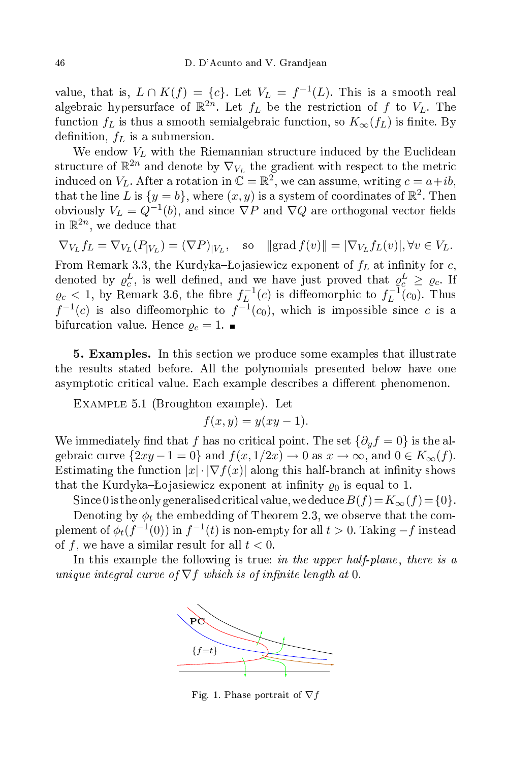value, that is, $L \cap K(f) = \{c\}$. Let $V_L = f^{-1}(L)$. This is a smooth real algebraic hypersurface of $\mathbb{R}^{2n}$. Let $f_L$ be the restriction of $f$ to $V_L$. The function $f_L$ is thus a smooth semialgebraic function, so $K_\infty(f_L)$ is finite. By definition, $f_L$ is a submersion.

We endow $V_L$ with the Riemannian structure induced by the Euclidean structure of $\mathbb{R}^{2n}$ and denote by $\nabla_{V_L}$ the gradient with respect to the metric induced on $V_L$. After a rotation in $\mathbb{C} = \mathbb{R}^2$, we can assume, writing $c = a + ib$, that the line $L$ is $\{y = b\}$, where $(x, y)$ is a system of coordinates of $\mathbb{R}^2$. Then obviously $V_L = Q^{-1}(b)$, and since $\nabla P$ and $\nabla Q$ are orthogonal vector fields in $\mathbb{R}^{2n}$, we deduce that

$$\nabla_{V_L} f_L = \nabla_{V_L}(P_{|V_L}) = (\nabla P)_{|V_L}, \quad \text{so} \quad \|\mathrm{grad}\, f(v)\| = |\nabla_{V_L} f_L(v)|, \forall v \in V_L.$$

From Remark 3.3, the Kurdyka–Łojasiewicz exponent of $f_L$ at infinity for $c$, denoted by $\varrho_c^L$, is well defined, and we have just proved that $\varrho_c^L \geq \varrho_c$. If $\varrho_c < 1$, by Remark 3.6, the fibre $f_L^{-1}(c)$ is diffeomorphic to $f_L^{-1}(c_0)$. Thus $f^{-1}(c)$ is also diffeomorphic to $f^{-1}(c_0)$, which is impossible since $c$ is a bifurcation value. Hence $\varrho_c = 1$. ∎

**5. Examples.** In this section we produce some examples that illustrate the results stated before. All the polynomials presented below have one asymptotic critical value. Each example describes a different phenomenon.

Example 5.1 (Broughton example). Let

$$f(x, y) = y(xy - 1).$$

We immediately find that $f$ has no critical point. The set $\{\partial_y f = 0\}$ is the algebraic curve $\{2xy - 1 = 0\}$ and $f(x, 1/2x) \to 0$ as $x \to \infty$, and $0 \in K_\infty(f)$. Estimating the function $|x| \cdot |\nabla f(x)|$ along this half-branch at infinity shows that the Kurdyka–Łojasiewicz exponent at infinity $\varrho_0$ is equal to 1.

Since 0 is the only generalised critical value, we deduce $B(f) = K_\infty(f) = \{0\}$.

Denoting by $\phi_t$ the embedding of Theorem 2.3, we observe that the complement of $\phi_t(f^{-1}(0))$ in $f^{-1}(t)$ is non-empty for all $t > 0$. Taking $-f$ instead of $f$, we have a similar result for all $t < 0$.

In this example the following is true: *in the upper half-plane, there is a unique integral curve of* $\nabla f$ *which is of infinite length at* 0.

Fig. 1. Phase portrait of $\nabla f$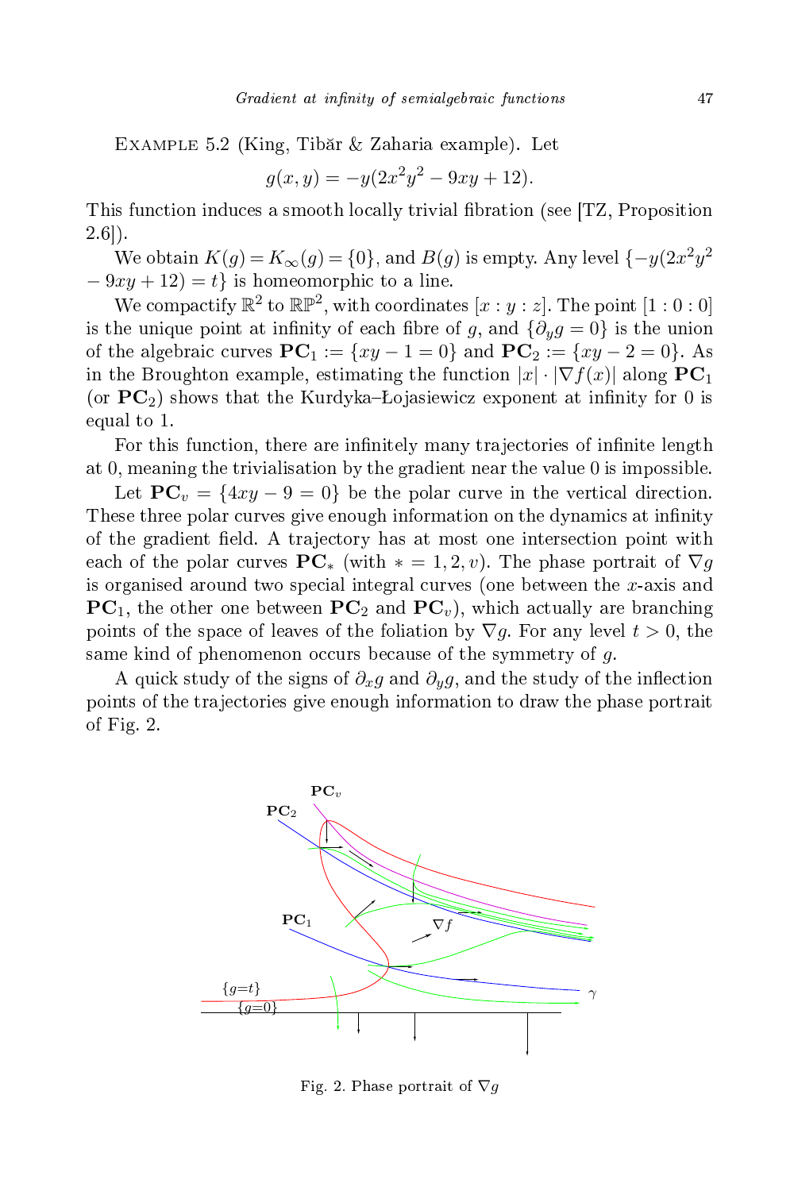Example 5.2 (King, Tibăr & Zaharia example). Let

$$g(x,y) = -y(2x^2y^2 - 9xy + 12).$$

This function induces a smooth locally trivial fibration (see [TZ, Proposition 2.6]).

We obtain $K(g) = K_\infty(g) = \{0\}$, and $B(g)$ is empty. Any level $\{-y(2x^2y^2 - 9xy + 12) = t\}$ is homeomorphic to a line.

We compactify $\mathbb{R}^2$ to $\mathbb{RP}^2$, with coordinates $[x : y : z]$. The point $[1 : 0 : 0]$ is the unique point at infinity of each fibre of $g$, and $\{\partial_y g = 0\}$ is the union of the algebraic curves $\mathbf{PC}_1 := \{xy - 1 = 0\}$ and $\mathbf{PC}_2 := \{xy - 2 = 0\}$. As in the Broughton example, estimating the function $|x| \cdot |\nabla f(x)|$ along $\mathbf{PC}_1$ (or $\mathbf{PC}_2$) shows that the Kurdyka–Łojasiewicz exponent at infinity for 0 is equal to 1.

For this function, there are infinitely many trajectories of infinite length at 0, meaning the trivialisation by the gradient near the value 0 is impossible.

Let $\mathbf{PC}_v = \{4xy - 9 = 0\}$ be the polar curve in the vertical direction. These three polar curves give enough information on the dynamics at infinity of the gradient field. A trajectory has at most one intersection point with each of the polar curves $\mathbf{PC}_*$ (with $* = 1, 2, v$). The phase portrait of $\nabla g$ is organised around two special integral curves (one between the $x$-axis and $\mathbf{PC}_1$, the other one between $\mathbf{PC}_2$ and $\mathbf{PC}_v$), which actually are branching points of the space of leaves of the foliation by $\nabla g$. For any level $t > 0$, the same kind of phenomenon occurs because of the symmetry of $g$.

A quick study of the signs of $\partial_x g$ and $\partial_y g$, and the study of the inflection points of the trajectories give enough information to draw the phase portrait of Fig. 2.

Fig. 2. Phase portrait of $\nabla g$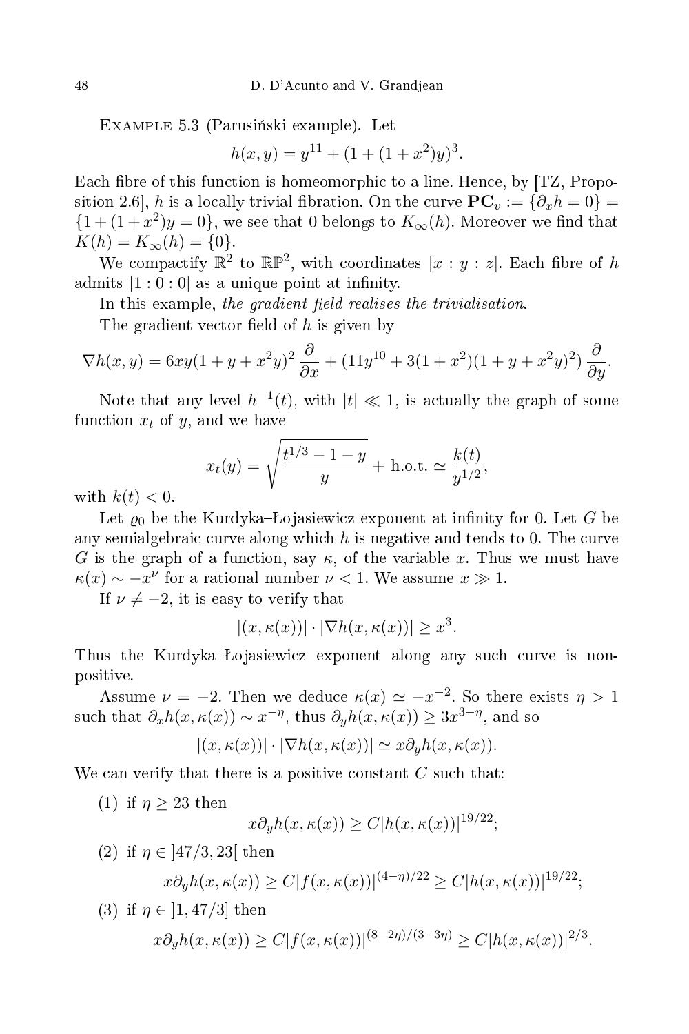Example 5.3 (Parusiński example). Let

$$h(x,y) = y^{11} + (1 + (1+x^2)y)^3.$$

Each fibre of this function is homeomorphic to a line. Hence, by [TZ, Proposition 2.6], $h$ is a locally trivial fibration. On the curve $\mathbf{PC}_v := \{\partial_x h = 0\} = \{1 + (1+x^2)y = 0\}$, we see that 0 belongs to $K_\infty(h)$. Moreover we find that $K(h) = K_\infty(h) = \{0\}$.

We compactify $\mathbb{R}^2$ to $\mathbb{RP}^2$, with coordinates $[x : y : z]$. Each fibre of $h$ admits $[1:0:0]$ as a unique point at infinity.

In this example, *the gradient field realises the trivialisation*.

The gradient vector field of $h$ is given by

$$\nabla h(x,y) = 6xy(1+y+x^2y)^2 \frac{\partial}{\partial x} + (11y^{10} + 3(1+x^2)(1+y+x^2y)^2)\frac{\partial}{\partial y}.$$

Note that any level $h^{-1}(t)$, with $|t| \ll 1$, is actually the graph of some function $x_t$ of $y$, and we have

$$x_t(y) = \sqrt{\frac{t^{1/3} - 1 - y}{y}} + \text{h.o.t.} \simeq \frac{k(t)}{y^{1/2}},$$

with $k(t) < 0$.

Let $\varrho_0$ be the Kurdyka–Łojasiewicz exponent at infinity for 0. Let $G$ be any semialgebraic curve along which $h$ is negative and tends to 0. The curve $G$ is the graph of a function, say $\kappa$, of the variable $x$. Thus we must have $\kappa(x) \sim -x^\nu$ for a rational number $\nu < 1$. We assume $x \gg 1$.

If $\nu \neq -2$, it is easy to verify that

$$|(x,\kappa(x))| \cdot |\nabla h(x,\kappa(x))| \geq x^3.$$

Thus the Kurdyka–Łojasiewicz exponent along any such curve is non-positive.

Assume $\nu = -2$. Then we deduce $\kappa(x) \simeq -x^{-2}$. So there exists $\eta > 1$ such that $\partial_x h(x,\kappa(x)) \sim x^{-\eta}$, thus $\partial_y h(x,\kappa(x)) \geq 3x^{3-\eta}$, and so

$$|(x,\kappa(x))| \cdot |\nabla h(x,\kappa(x))| \simeq x \partial_y h(x,\kappa(x)).$$

We can verify that there is a positive constant $C$ such that:

(1) if $\eta \geq 23$ then
$$x\partial_y h(x,\kappa(x)) \geq C|h(x,\kappa(x))|^{19/22};$$

(2) if $\eta \in ]47/3, 23[$ then
$$x\partial_y h(x,\kappa(x)) \geq C|f(x,\kappa(x))|^{(4-\eta)/22} \geq C|h(x,\kappa(x))|^{19/22};$$

(3) if $\eta \in ]1, 47/3]$ then
$$x\partial_y h(x,\kappa(x)) \geq C|f(x,\kappa(x))|^{(8-2\eta)/(3-3\eta)} \geq C|h(x,\kappa(x))|^{2/3}.$$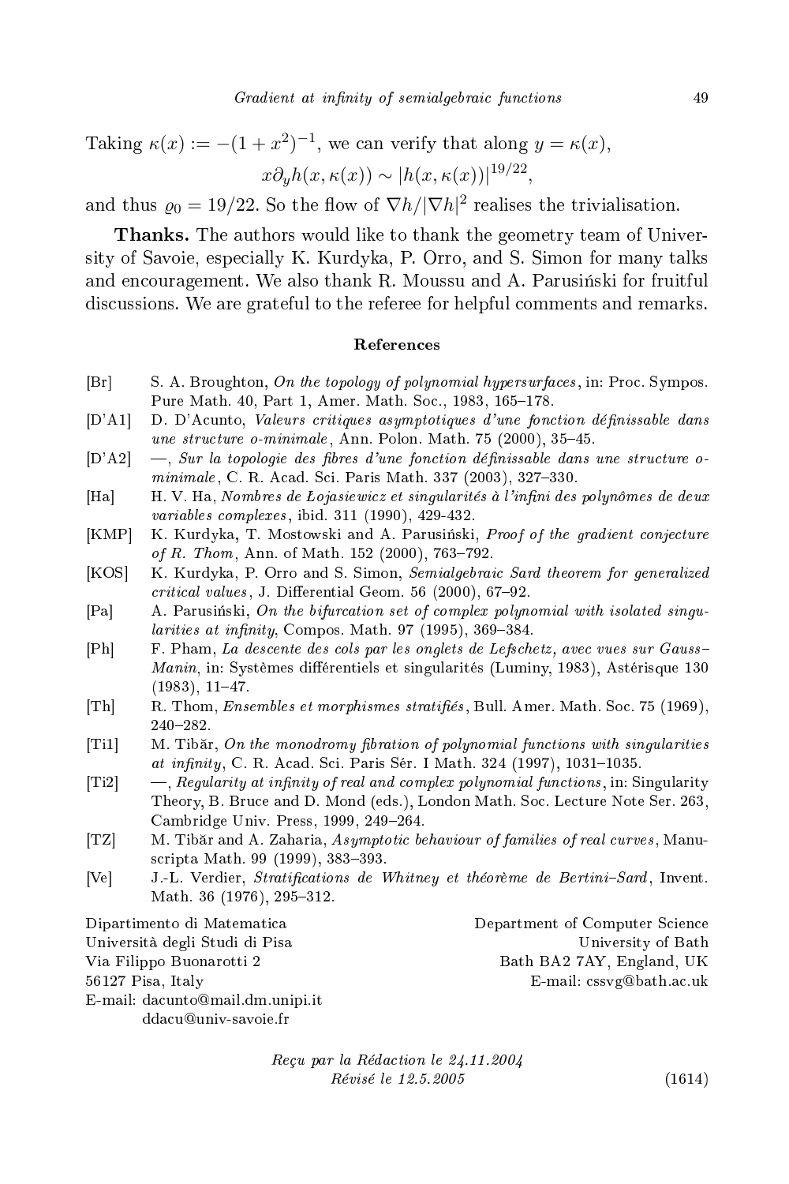Taking $\kappa(x) := -(1+x^2)^{-1}$, we can verify that along $y = \kappa(x)$,

$$x\partial_y h(x, \kappa(x)) \sim |h(x, \kappa(x))|^{19/22},$$

and thus $\varrho_0 = 19/22$. So the flow of $\nabla h/|\nabla h|^2$ realises the trivialisation.

**Thanks.** The authors would like to thank the geometry team of University of Savoie, especially K. Kurdyka, P. Orro, and S. Simon for many talks and encouragement. We also thank R. Moussu and A. Parusiński for fruitful discussions. We are grateful to the referee for helpful comments and remarks.

## References

[Br] S. A. Broughton, *On the topology of polynomial hypersurfaces*, in: Proc. Sympos. Pure Math. 40, Part 1, Amer. Math. Soc., 1983, 165–178.

[D'A1] D. D'Acunto, *Valeurs critiques asymptotiques d'une fonction définissable dans une structure o-minimale*, Ann. Polon. Math. 75 (2000), 35–45.

[D'A2] —, *Sur la topologie des fibres d'une fonction définissable dans une structure o-minimale*, C. R. Acad. Sci. Paris Math. 337 (2003), 327–330.

[Ha] H. V. Ha, *Nombres de Łojasiewicz et singularités à l'infini des polynômes de deux variables complexes*, ibid. 311 (1990), 429-432.

[KMP] K. Kurdyka, T. Mostowski and A. Parusiński, *Proof of the gradient conjecture of R. Thom*, Ann. of Math. 152 (2000), 763–792.

[KOS] K. Kurdyka, P. Orro and S. Simon, *Semialgebraic Sard theorem for generalized critical values*, J. Differential Geom. 56 (2000), 67–92.

[Pa] A. Parusiński, *On the bifurcation set of complex polynomial with isolated singularities at infinity*, Compos. Math. 97 (1995), 369–384.

[Ph] F. Pham, *La descente des cols par les onglets de Lefschetz, avec vues sur Gauss–Manin*, in: Systèmes différentiels et singularités (Luminy, 1983), Astérisque 130 (1983), 11–47.

[Th] R. Thom, *Ensembles et morphismes stratifiés*, Bull. Amer. Math. Soc. 75 (1969), 240–282.

[Ti1] M. Tibăr, *On the monodromy fibration of polynomial functions with singularities at infinity*, C. R. Acad. Sci. Paris Sér. I Math. 324 (1997), 1031–1035.

[Ti2] —, *Regularity at infinity of real and complex polynomial functions*, in: Singularity Theory, B. Bruce and D. Mond (eds.), London Math. Soc. Lecture Note Ser. 263, Cambridge Univ. Press, 1999, 249–264.

[TZ] M. Tibăr and A. Zaharia, *Asymptotic behaviour of families of real curves*, Manuscripta Math. 99 (1999), 383–393.

[Ve] J.-L. Verdier, *Stratifications de Whitney et théorème de Bertini–Sard*, Invent. Math. 36 (1976), 295–312.

Dipartimento di Matematica
Università degli Studi di Pisa
Via Filippo Buonarotti 2
56127 Pisa, Italy
E-mail: dacunto@mail.dm.unipi.it
ddacu@univ-savoie.fr

Department of Computer Science
University of Bath
Bath BA2 7AY, England, UK
E-mail: cssvg@bath.ac.uk

*Reçu par la Rédaction le 24.11.2004*
*Révisé le 12.5.2005* (1614)